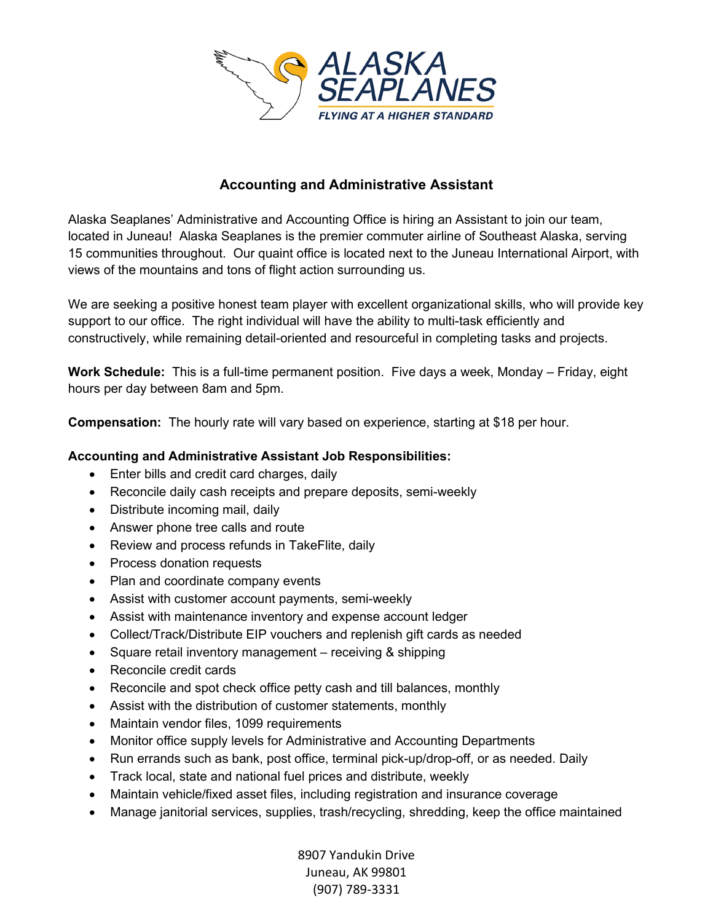ALASKA SEAPLANES

FLYING AT A HIGHER STANDARD

# Accounting and Administrative Assistant

Alaska Seaplanes' Administrative and Accounting Office is hiring an Assistant to join our team, located in Juneau! Alaska Seaplanes is the premier commuter airline of Southeast Alaska, serving 15 communities throughout. Our quaint office is located next to the Juneau International Airport, with views of the mountains and tons of flight action surrounding us.

We are seeking a positive honest team player with excellent organizational skills, who will provide key support to our office. The right individual will have the ability to multi-task efficiently and constructively, while remaining detail-oriented and resourceful in completing tasks and projects.

**Work Schedule:** This is a full-time permanent position. Five days a week, Monday – Friday, eight hours per day between 8am and 5pm.

**Compensation:** The hourly rate will vary based on experience, starting at $18 per hour.

**Accounting and Administrative Assistant Job Responsibilities:**

- Enter bills and credit card charges, daily
- Reconcile daily cash receipts and prepare deposits, semi-weekly
- Distribute incoming mail, daily
- Answer phone tree calls and route
- Review and process refunds in TakeFlite, daily
- Process donation requests
- Plan and coordinate company events
- Assist with customer account payments, semi-weekly
- Assist with maintenance inventory and expense account ledger
- Collect/Track/Distribute EIP vouchers and replenish gift cards as needed
- Square retail inventory management – receiving & shipping
- Reconcile credit cards
- Reconcile and spot check office petty cash and till balances, monthly
- Assist with the distribution of customer statements, monthly
- Maintain vendor files, 1099 requirements
- Monitor office supply levels for Administrative and Accounting Departments
- Run errands such as bank, post office, terminal pick-up/drop-off, or as needed. Daily
- Track local, state and national fuel prices and distribute, weekly
- Maintain vehicle/fixed asset files, including registration and insurance coverage
- Manage janitorial services, supplies, trash/recycling, shredding, keep the office maintained

8907 Yandukin Drive
Juneau, AK 99801
(907) 789-3331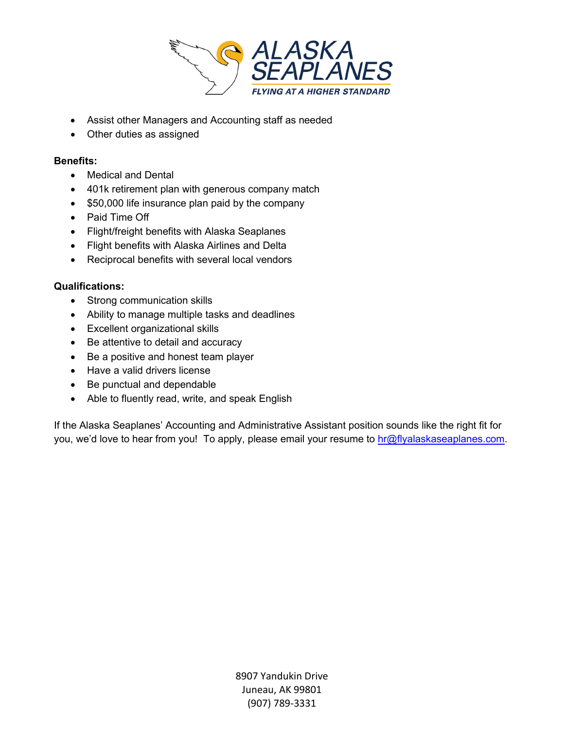- Assist other Managers and Accounting staff as needed
- Other duties as assigned

**Benefits:**

- Medical and Dental
- 401k retirement plan with generous company match
- $50,000 life insurance plan paid by the company
- Paid Time Off
- Flight/freight benefits with Alaska Seaplanes
- Flight benefits with Alaska Airlines and Delta
- Reciprocal benefits with several local vendors

**Qualifications:**

- Strong communication skills
- Ability to manage multiple tasks and deadlines
- Excellent organizational skills
- Be attentive to detail and accuracy
- Be a positive and honest team player
- Have a valid drivers license
- Be punctual and dependable
- Able to fluently read, write, and speak English

If the Alaska Seaplanes' Accounting and Administrative Assistant position sounds like the right fit for you, we'd love to hear from you! To apply, please email your resume to hr@flyalaskaseaplanes.com.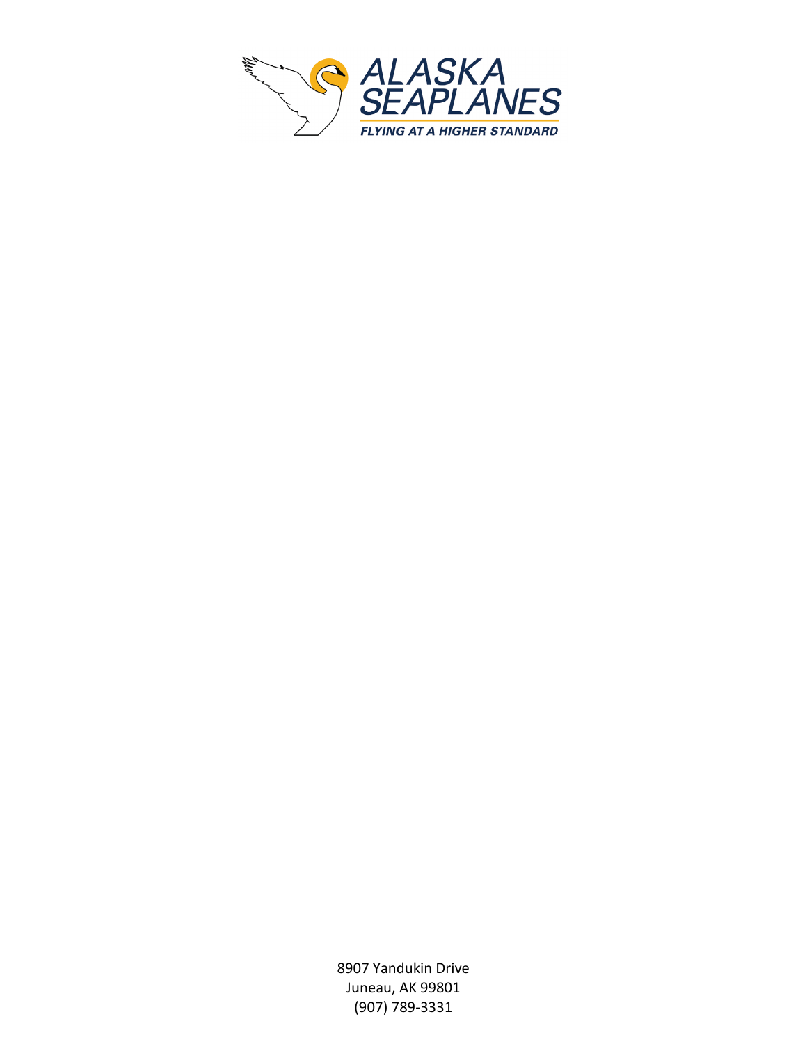ALASKA SEAPLANES

FLYING AT A HIGHER STANDARD

8907 Yandukin Drive
Juneau, AK 99801
(907) 789-3331